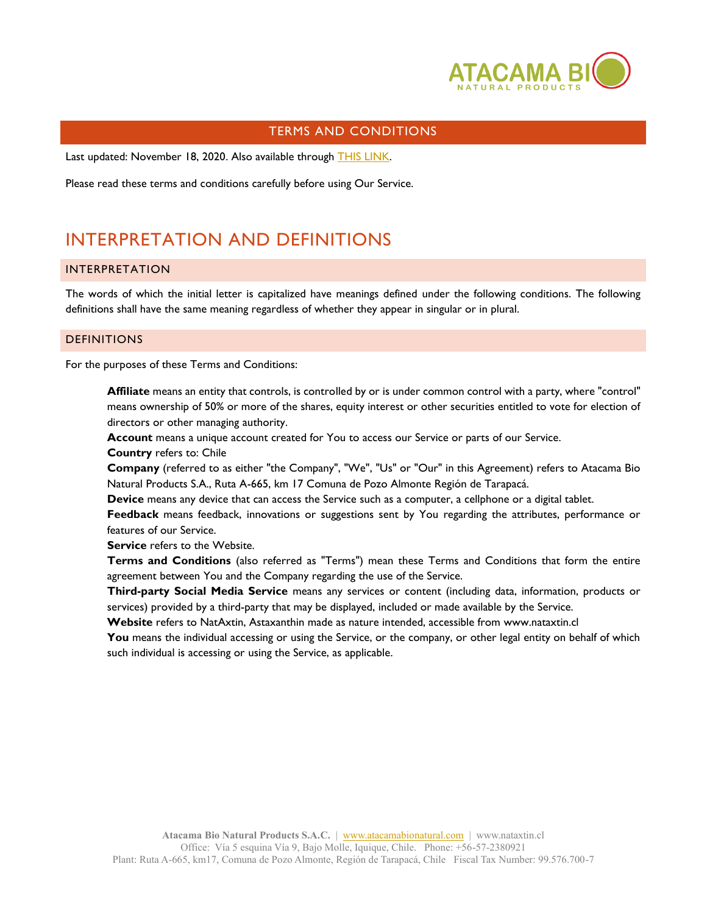# TERMS AND CONDITIONS

Last updated: November 18, 2020. Also available through THIS LINK.

Please read these terms and conditions carefully before using Our Service.

# INTERPRETATION AND DEFINITIONS

## INTERPRETATION

The words of which the initial letter is capitalized have meanings defined under the following conditions. The following definitions shall have the same meaning regardless of whether they appear in singular or in plural.

## DEFINITIONS

For the purposes of these Terms and Conditions:

**Affiliate** means an entity that controls, is controlled by or is under common control with a party, where "control" means ownership of 50% or more of the shares, equity interest or other securities entitled to vote for election of directors or other managing authority.

**Account** means a unique account created for You to access our Service or parts of our Service.

**Country** refers to: Chile

**Company** (referred to as either "the Company", "We", "Us" or "Our" in this Agreement) refers to Atacama Bio Natural Products S.A., Ruta A-665, km 17 Comuna de Pozo Almonte Región de Tarapacá.

**Device** means any device that can access the Service such as a computer, a cellphone or a digital tablet.

**Feedback** means feedback, innovations or suggestions sent by You regarding the attributes, performance or features of our Service.

**Service** refers to the Website.

**Terms and Conditions** (also referred as "Terms") mean these Terms and Conditions that form the entire agreement between You and the Company regarding the use of the Service.

**Third-party Social Media Service** means any services or content (including data, information, products or services) provided by a third-party that may be displayed, included or made available by the Service.

**Website** refers to NatAxtin, Astaxanthin made as nature intended, accessible from www.nataxtin.cl

**You** means the individual accessing or using the Service, or the company, or other legal entity on behalf of which such individual is accessing or using the Service, as applicable.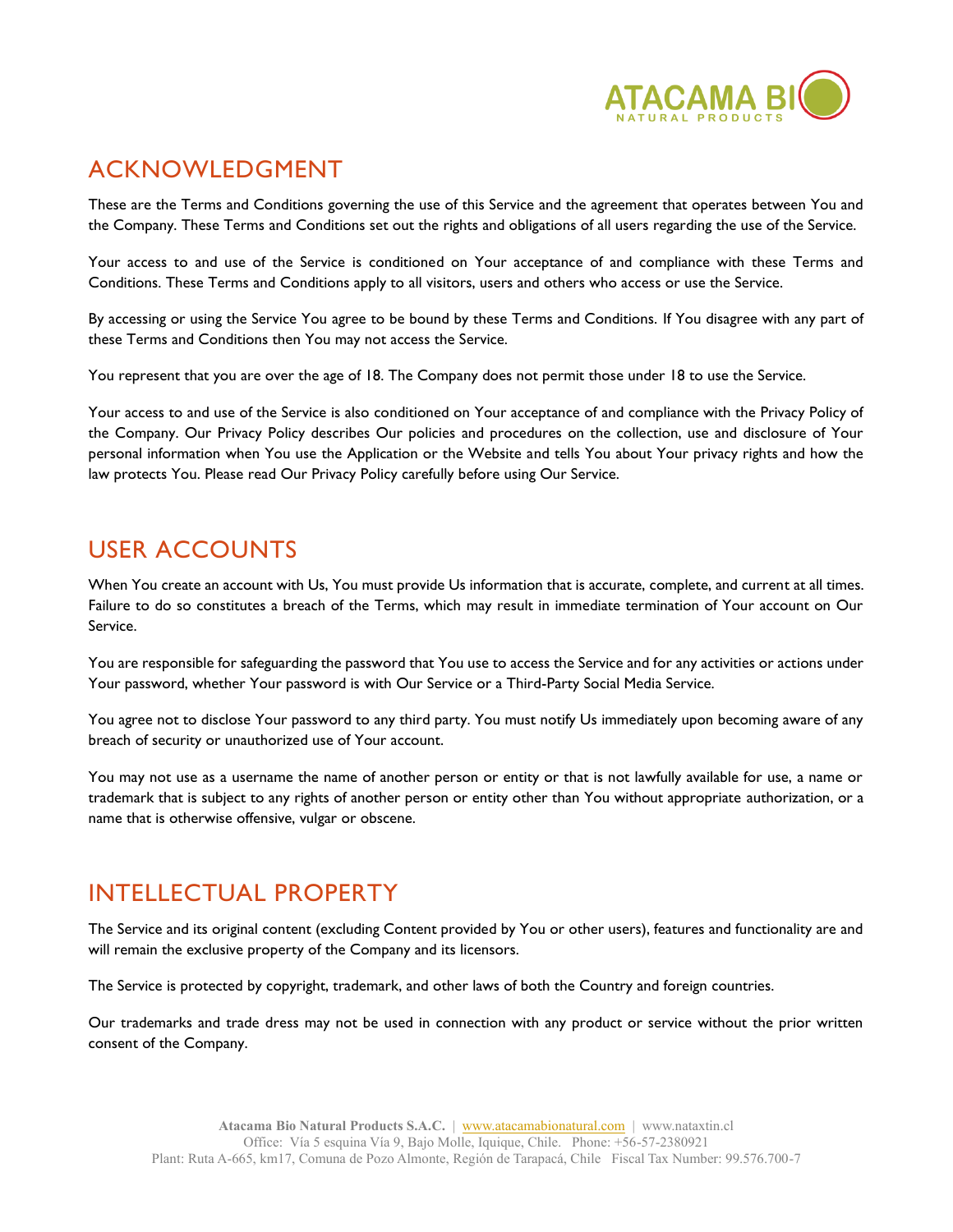## ACKNOWLEDGMENT

These are the Terms and Conditions governing the use of this Service and the agreement that operates between You and the Company. These Terms and Conditions set out the rights and obligations of all users regarding the use of the Service.

Your access to and use of the Service is conditioned on Your acceptance of and compliance with these Terms and Conditions. These Terms and Conditions apply to all visitors, users and others who access or use the Service.

By accessing or using the Service You agree to be bound by these Terms and Conditions. If You disagree with any part of these Terms and Conditions then You may not access the Service.

You represent that you are over the age of 18. The Company does not permit those under 18 to use the Service.

Your access to and use of the Service is also conditioned on Your acceptance of and compliance with the Privacy Policy of the Company. Our Privacy Policy describes Our policies and procedures on the collection, use and disclosure of Your personal information when You use the Application or the Website and tells You about Your privacy rights and how the law protects You. Please read Our Privacy Policy carefully before using Our Service.

## USER ACCOUNTS

When You create an account with Us, You must provide Us information that is accurate, complete, and current at all times. Failure to do so constitutes a breach of the Terms, which may result in immediate termination of Your account on Our Service.

You are responsible for safeguarding the password that You use to access the Service and for any activities or actions under Your password, whether Your password is with Our Service or a Third-Party Social Media Service.

You agree not to disclose Your password to any third party. You must notify Us immediately upon becoming aware of any breach of security or unauthorized use of Your account.

You may not use as a username the name of another person or entity or that is not lawfully available for use, a name or trademark that is subject to any rights of another person or entity other than You without appropriate authorization, or a name that is otherwise offensive, vulgar or obscene.

## INTELLECTUAL PROPERTY

The Service and its original content (excluding Content provided by You or other users), features and functionality are and will remain the exclusive property of the Company and its licensors.

The Service is protected by copyright, trademark, and other laws of both the Country and foreign countries.

Our trademarks and trade dress may not be used in connection with any product or service without the prior written consent of the Company.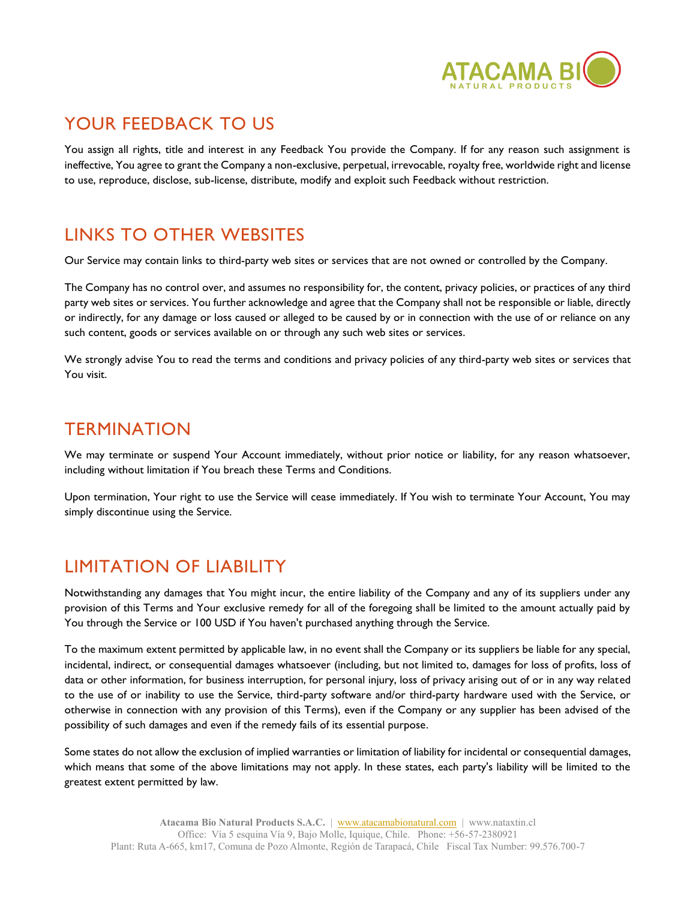## YOUR FEEDBACK TO US

You assign all rights, title and interest in any Feedback You provide the Company. If for any reason such assignment is ineffective, You agree to grant the Company a non-exclusive, perpetual, irrevocable, royalty free, worldwide right and license to use, reproduce, disclose, sub-license, distribute, modify and exploit such Feedback without restriction.

## LINKS TO OTHER WEBSITES

Our Service may contain links to third-party web sites or services that are not owned or controlled by the Company.

The Company has no control over, and assumes no responsibility for, the content, privacy policies, or practices of any third party web sites or services. You further acknowledge and agree that the Company shall not be responsible or liable, directly or indirectly, for any damage or loss caused or alleged to be caused by or in connection with the use of or reliance on any such content, goods or services available on or through any such web sites or services.

We strongly advise You to read the terms and conditions and privacy policies of any third-party web sites or services that You visit.

## TERMINATION

We may terminate or suspend Your Account immediately, without prior notice or liability, for any reason whatsoever, including without limitation if You breach these Terms and Conditions.

Upon termination, Your right to use the Service will cease immediately. If You wish to terminate Your Account, You may simply discontinue using the Service.

## LIMITATION OF LIABILITY

Notwithstanding any damages that You might incur, the entire liability of the Company and any of its suppliers under any provision of this Terms and Your exclusive remedy for all of the foregoing shall be limited to the amount actually paid by You through the Service or 100 USD if You haven't purchased anything through the Service.

To the maximum extent permitted by applicable law, in no event shall the Company or its suppliers be liable for any special, incidental, indirect, or consequential damages whatsoever (including, but not limited to, damages for loss of profits, loss of data or other information, for business interruption, for personal injury, loss of privacy arising out of or in any way related to the use of or inability to use the Service, third-party software and/or third-party hardware used with the Service, or otherwise in connection with any provision of this Terms), even if the Company or any supplier has been advised of the possibility of such damages and even if the remedy fails of its essential purpose.

Some states do not allow the exclusion of implied warranties or limitation of liability for incidental or consequential damages, which means that some of the above limitations may not apply. In these states, each party's liability will be limited to the greatest extent permitted by law.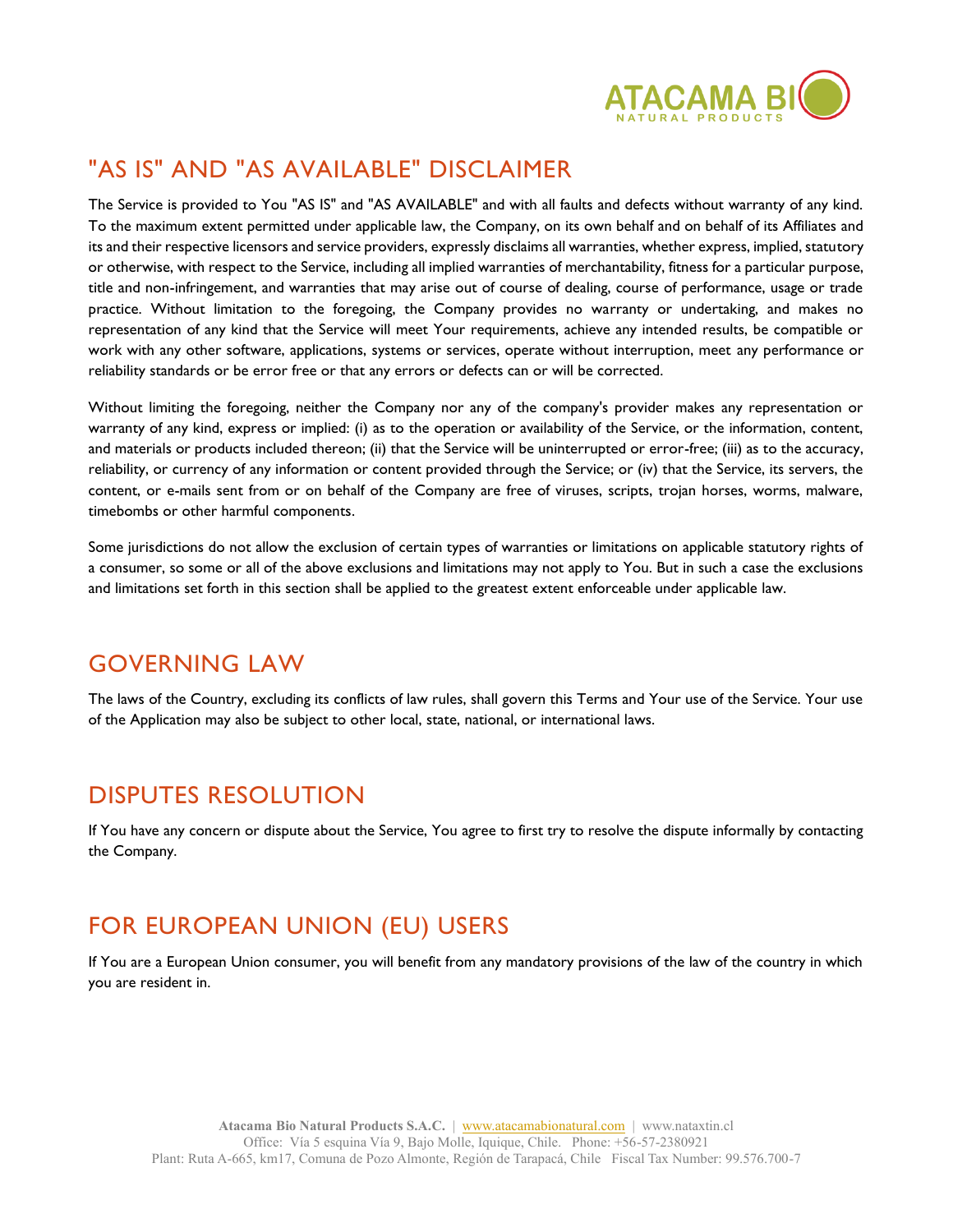## "AS IS" AND "AS AVAILABLE" DISCLAIMER

The Service is provided to You "AS IS" and "AS AVAILABLE" and with all faults and defects without warranty of any kind. To the maximum extent permitted under applicable law, the Company, on its own behalf and on behalf of its Affiliates and its and their respective licensors and service providers, expressly disclaims all warranties, whether express, implied, statutory or otherwise, with respect to the Service, including all implied warranties of merchantability, fitness for a particular purpose, title and non-infringement, and warranties that may arise out of course of dealing, course of performance, usage or trade practice. Without limitation to the foregoing, the Company provides no warranty or undertaking, and makes no representation of any kind that the Service will meet Your requirements, achieve any intended results, be compatible or work with any other software, applications, systems or services, operate without interruption, meet any performance or reliability standards or be error free or that any errors or defects can or will be corrected.

Without limiting the foregoing, neither the Company nor any of the company's provider makes any representation or warranty of any kind, express or implied: (i) as to the operation or availability of the Service, or the information, content, and materials or products included thereon; (ii) that the Service will be uninterrupted or error-free; (iii) as to the accuracy, reliability, or currency of any information or content provided through the Service; or (iv) that the Service, its servers, the content, or e-mails sent from or on behalf of the Company are free of viruses, scripts, trojan horses, worms, malware, timebombs or other harmful components.

Some jurisdictions do not allow the exclusion of certain types of warranties or limitations on applicable statutory rights of a consumer, so some or all of the above exclusions and limitations may not apply to You. But in such a case the exclusions and limitations set forth in this section shall be applied to the greatest extent enforceable under applicable law.

## GOVERNING LAW

The laws of the Country, excluding its conflicts of law rules, shall govern this Terms and Your use of the Service. Your use of the Application may also be subject to other local, state, national, or international laws.

## DISPUTES RESOLUTION

If You have any concern or dispute about the Service, You agree to first try to resolve the dispute informally by contacting the Company.

## FOR EUROPEAN UNION (EU) USERS

If You are a European Union consumer, you will benefit from any mandatory provisions of the law of the country in which you are resident in.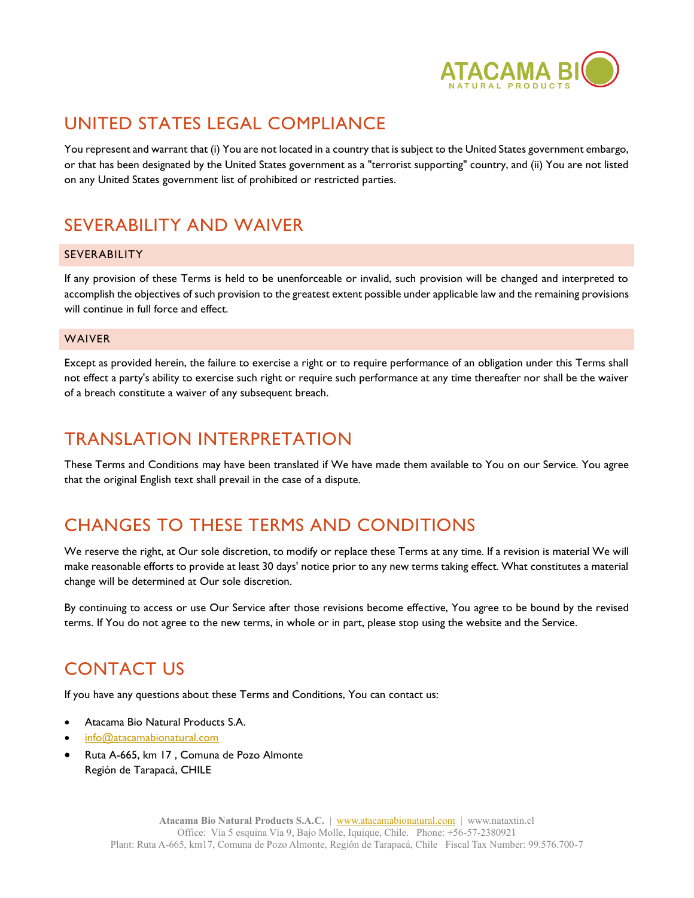## UNITED STATES LEGAL COMPLIANCE

You represent and warrant that (i) You are not located in a country that is subject to the United States government embargo, or that has been designated by the United States government as a "terrorist supporting" country, and (ii) You are not listed on any United States government list of prohibited or restricted parties.

## SEVERABILITY AND WAIVER

### SEVERABILITY

If any provision of these Terms is held to be unenforceable or invalid, such provision will be changed and interpreted to accomplish the objectives of such provision to the greatest extent possible under applicable law and the remaining provisions will continue in full force and effect.

### WAIVER

Except as provided herein, the failure to exercise a right or to require performance of an obligation under this Terms shall not effect a party's ability to exercise such right or require such performance at any time thereafter nor shall be the waiver of a breach constitute a waiver of any subsequent breach.

## TRANSLATION INTERPRETATION

These Terms and Conditions may have been translated if We have made them available to You on our Service. You agree that the original English text shall prevail in the case of a dispute.

## CHANGES TO THESE TERMS AND CONDITIONS

We reserve the right, at Our sole discretion, to modify or replace these Terms at any time. If a revision is material We will make reasonable efforts to provide at least 30 days' notice prior to any new terms taking effect. What constitutes a material change will be determined at Our sole discretion.

By continuing to access or use Our Service after those revisions become effective, You agree to be bound by the revised terms. If You do not agree to the new terms, in whole or in part, please stop using the website and the Service.

## CONTACT US

If you have any questions about these Terms and Conditions, You can contact us:

- Atacama Bio Natural Products S.A.
- info@atacamabionatural.com
- Ruta A-665, km 17 , Comuna de Pozo Almonte
  Región de Tarapacá, CHILE